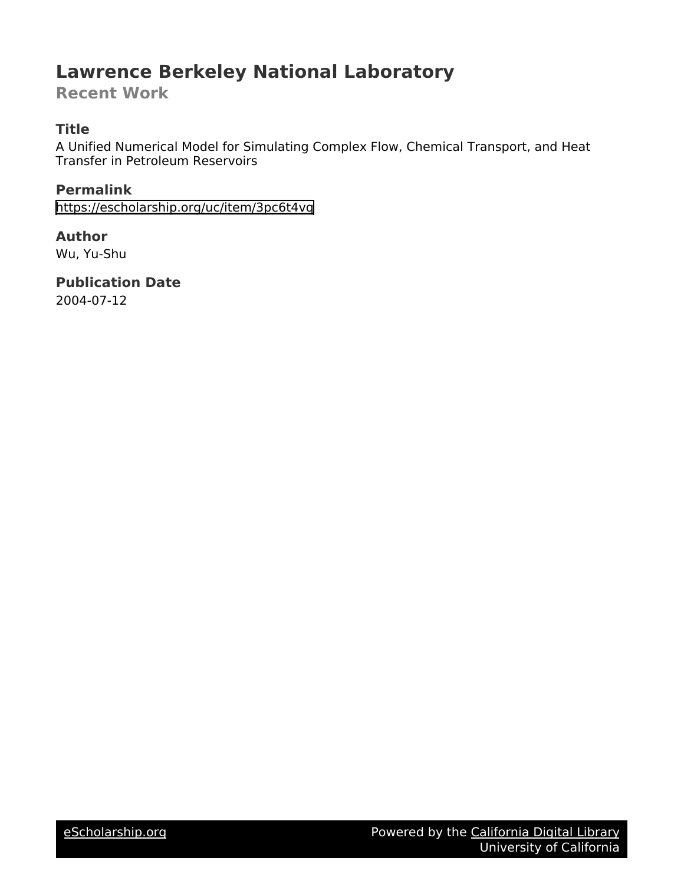# Lawrence Berkeley National Laboratory

## Recent Work

### Title

A Unified Numerical Model for Simulating Complex Flow, Chemical Transport, and Heat Transfer in Petroleum Reservoirs

### Permalink

https://escholarship.org/uc/item/3pc6t4vq

### Author

Wu, Yu-Shu

### Publication Date

2004-07-12

eScholarship.org Powered by the California Digital Library University of California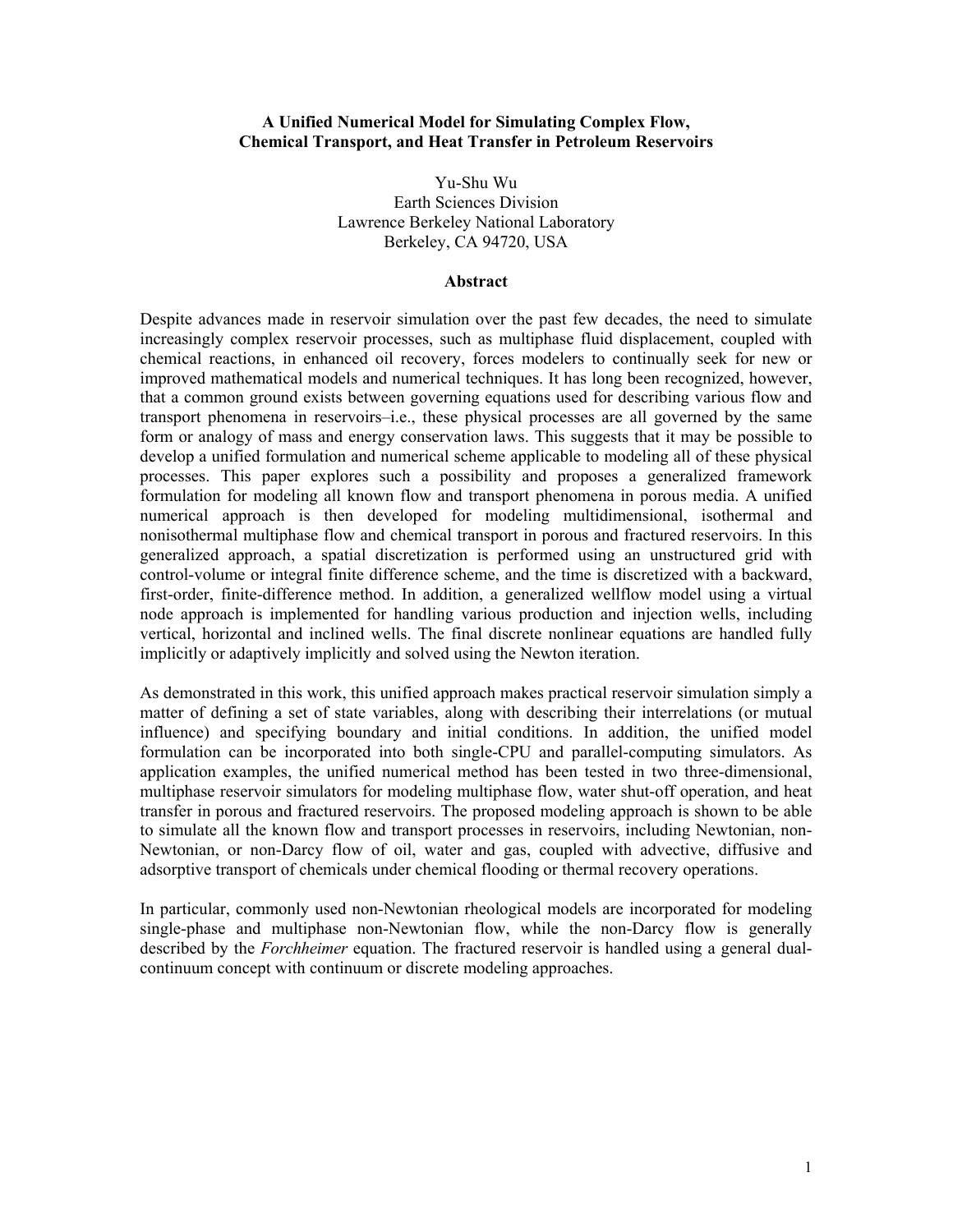# A Unified Numerical Model for Simulating Complex Flow, Chemical Transport, and Heat Transfer in Petroleum Reservoirs

Yu-Shu Wu
Earth Sciences Division
Lawrence Berkeley National Laboratory
Berkeley, CA 94720, USA

## Abstract

Despite advances made in reservoir simulation over the past few decades, the need to simulate increasingly complex reservoir processes, such as multiphase fluid displacement, coupled with chemical reactions, in enhanced oil recovery, forces modelers to continually seek for new or improved mathematical models and numerical techniques. It has long been recognized, however, that a common ground exists between governing equations used for describing various flow and transport phenomena in reservoirs–i.e., these physical processes are all governed by the same form or analogy of mass and energy conservation laws. This suggests that it may be possible to develop a unified formulation and numerical scheme applicable to modeling all of these physical processes. This paper explores such a possibility and proposes a generalized framework formulation for modeling all known flow and transport phenomena in porous media. A unified numerical approach is then developed for modeling multidimensional, isothermal and nonisothermal multiphase flow and chemical transport in porous and fractured reservoirs. In this generalized approach, a spatial discretization is performed using an unstructured grid with control-volume or integral finite difference scheme, and the time is discretized with a backward, first-order, finite-difference method. In addition, a generalized wellflow model using a virtual node approach is implemented for handling various production and injection wells, including vertical, horizontal and inclined wells. The final discrete nonlinear equations are handled fully implicitly or adaptively implicitly and solved using the Newton iteration.

As demonstrated in this work, this unified approach makes practical reservoir simulation simply a matter of defining a set of state variables, along with describing their interrelations (or mutual influence) and specifying boundary and initial conditions. In addition, the unified model formulation can be incorporated into both single-CPU and parallel-computing simulators. As application examples, the unified numerical method has been tested in two three-dimensional, multiphase reservoir simulators for modeling multiphase flow, water shut-off operation, and heat transfer in porous and fractured reservoirs. The proposed modeling approach is shown to be able to simulate all the known flow and transport processes in reservoirs, including Newtonian, non-Newtonian, or non-Darcy flow of oil, water and gas, coupled with advective, diffusive and adsorptive transport of chemicals under chemical flooding or thermal recovery operations.

In particular, commonly used non-Newtonian rheological models are incorporated for modeling single-phase and multiphase non-Newtonian flow, while the non-Darcy flow is generally described by the *Forchheimer* equation. The fractured reservoir is handled using a general dual-continuum concept with continuum or discrete modeling approaches.